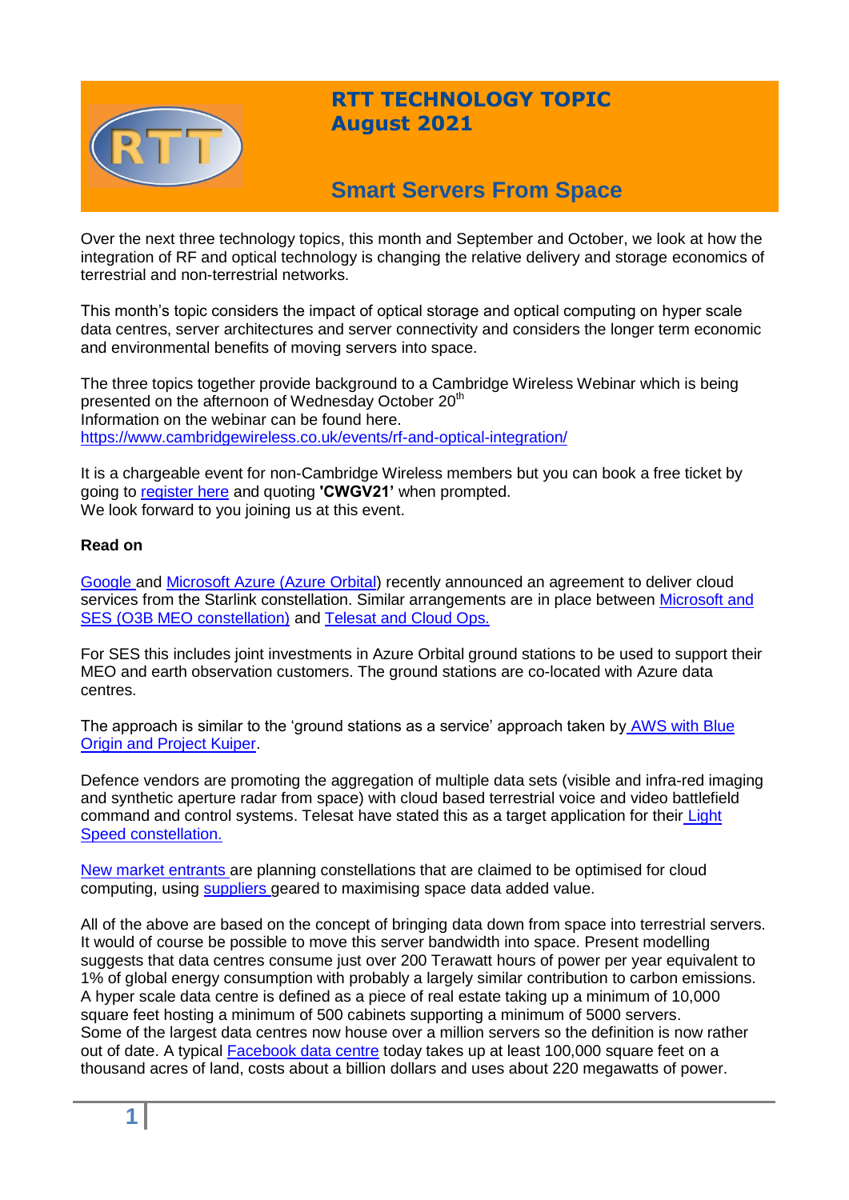# RTT TECHNOLOGY TOPIC
## August 2021

# Smart Servers From Space

Over the next three technology topics, this month and September and October, we look at how the integration of RF and optical technology is changing the relative delivery and storage economics of terrestrial and non-terrestrial networks.

This month's topic considers the impact of optical storage and optical computing on hyper scale data centres, server architectures and server connectivity and considers the longer term economic and environmental benefits of moving servers into space.

The three topics together provide background to a Cambridge Wireless Webinar which is being presented on the afternoon of Wednesday October 20th
Information on the webinar can be found here.
https://www.cambridgewireless.co.uk/events/rf-and-optical-integration/

It is a chargeable event for non-Cambridge Wireless members but you can book a free ticket by going to register here and quoting **'CWGV21'** when prompted.
We look forward to you joining us at this event.

**Read on**

Google and Microsoft Azure (Azure Orbital) recently announced an agreement to deliver cloud services from the Starlink constellation. Similar arrangements are in place between Microsoft and SES (O3B MEO constellation) and Telesat and Cloud Ops.

For SES this includes joint investments in Azure Orbital ground stations to be used to support their MEO and earth observation customers. The ground stations are co-located with Azure data centres.

The approach is similar to the 'ground stations as a service' approach taken by AWS with Blue Origin and Project Kuiper.

Defence vendors are promoting the aggregation of multiple data sets (visible and infra-red imaging and synthetic aperture radar from space) with cloud based terrestrial voice and video battlefield command and control systems. Telesat have stated this as a target application for their Light Speed constellation.

New market entrants are planning constellations that are claimed to be optimised for cloud computing, using suppliers geared to maximising space data added value.

All of the above are based on the concept of bringing data down from space into terrestrial servers. It would of course be possible to move this server bandwidth into space. Present modelling suggests that data centres consume just over 200 Terawatt hours of power per year equivalent to 1% of global energy consumption with probably a largely similar contribution to carbon emissions. A hyper scale data centre is defined as a piece of real estate taking up a minimum of 10,000 square feet hosting a minimum of 500 cabinets supporting a minimum of 5000 servers.
Some of the largest data centres now house over a million servers so the definition is now rather out of date. A typical Facebook data centre today takes up at least 100,000 square feet on a thousand acres of land, costs about a billion dollars and uses about 220 megawatts of power.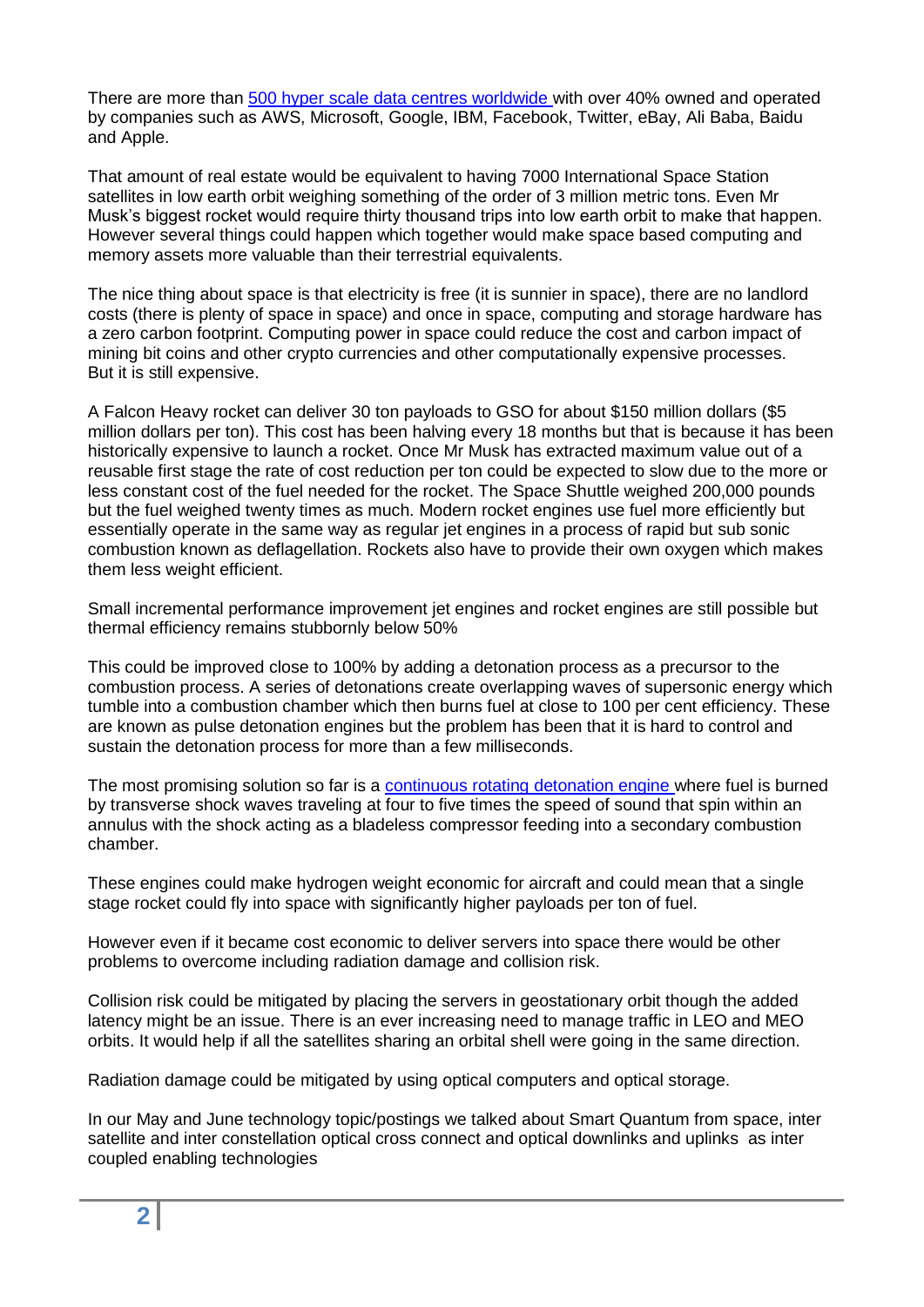There are more than [500 hyper scale data centres worldwide](#) with over 40% owned and operated by companies such as AWS, Microsoft, Google, IBM, Facebook, Twitter, eBay, Ali Baba, Baidu and Apple.

That amount of real estate would be equivalent to having 7000 International Space Station satellites in low earth orbit weighing something of the order of 3 million metric tons. Even Mr Musk's biggest rocket would require thirty thousand trips into low earth orbit to make that happen. However several things could happen which together would make space based computing and memory assets more valuable than their terrestrial equivalents.

The nice thing about space is that electricity is free (it is sunnier in space), there are no landlord costs (there is plenty of space in space) and once in space, computing and storage hardware has a zero carbon footprint. Computing power in space could reduce the cost and carbon impact of mining bit coins and other crypto currencies and other computationally expensive processes. But it is still expensive.

A Falcon Heavy rocket can deliver 30 ton payloads to GSO for about $150 million dollars ($5 million dollars per ton). This cost has been halving every 18 months but that is because it has been historically expensive to launch a rocket. Once Mr Musk has extracted maximum value out of a reusable first stage the rate of cost reduction per ton could be expected to slow due to the more or less constant cost of the fuel needed for the rocket. The Space Shuttle weighed 200,000 pounds but the fuel weighed twenty times as much. Modern rocket engines use fuel more efficiently but essentially operate in the same way as regular jet engines in a process of rapid but sub sonic combustion known as deflagellation. Rockets also have to provide their own oxygen which makes them less weight efficient.

Small incremental performance improvement jet engines and rocket engines are still possible but thermal efficiency remains stubbornly below 50%

This could be improved close to 100% by adding a detonation process as a precursor to the combustion process. A series of detonations create overlapping waves of supersonic energy which tumble into a combustion chamber which then burns fuel at close to 100 per cent efficiency. These are known as pulse detonation engines but the problem has been that it is hard to control and sustain the detonation process for more than a few milliseconds.

The most promising solution so far is a [continuous rotating detonation engine](#) where fuel is burned by transverse shock waves traveling at four to five times the speed of sound that spin within an annulus with the shock acting as a bladeless compressor feeding into a secondary combustion chamber.

These engines could make hydrogen weight economic for aircraft and could mean that a single stage rocket could fly into space with significantly higher payloads per ton of fuel.

However even if it became cost economic to deliver servers into space there would be other problems to overcome including radiation damage and collision risk.

Collision risk could be mitigated by placing the servers in geostationary orbit though the added latency might be an issue. There is an ever increasing need to manage traffic in LEO and MEO orbits. It would help if all the satellites sharing an orbital shell were going in the same direction.

Radiation damage could be mitigated by using optical computers and optical storage.

In our May and June technology topic/postings we talked about Smart Quantum from space, inter satellite and inter constellation optical cross connect and optical downlinks and uplinks as inter coupled enabling technologies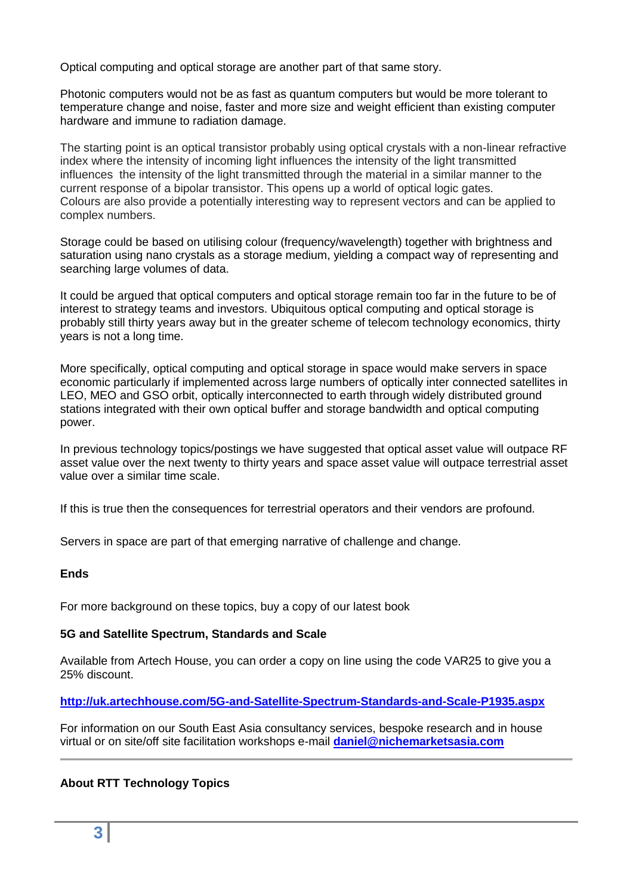Optical computing and optical storage are another part of that same story.

Photonic computers would not be as fast as quantum computers but would be more tolerant to temperature change and noise, faster and more size and weight efficient than existing computer hardware and immune to radiation damage.

The starting point is an optical transistor probably using optical crystals with a non-linear refractive index where the intensity of incoming light influences the intensity of the light transmitted influences  the intensity of the light transmitted through the material in a similar manner to the current response of a bipolar transistor. This opens up a world of optical logic gates.
Colours are also provide a potentially interesting way to represent vectors and can be applied to complex numbers.

Storage could be based on utilising colour (frequency/wavelength) together with brightness and saturation using nano crystals as a storage medium, yielding a compact way of representing and searching large volumes of data.

It could be argued that optical computers and optical storage remain too far in the future to be of interest to strategy teams and investors. Ubiquitous optical computing and optical storage is probably still thirty years away but in the greater scheme of telecom technology economics, thirty years is not a long time.

More specifically, optical computing and optical storage in space would make servers in space economic particularly if implemented across large numbers of optically inter connected satellites in LEO, MEO and GSO orbit, optically interconnected to earth through widely distributed ground stations integrated with their own optical buffer and storage bandwidth and optical computing power.

In previous technology topics/postings we have suggested that optical asset value will outpace RF asset value over the next twenty to thirty years and space asset value will outpace terrestrial asset value over a similar time scale.

If this is true then the consequences for terrestrial operators and their vendors are profound.

Servers in space are part of that emerging narrative of challenge and change.

**Ends**

For more background on these topics, buy a copy of our latest book

**5G and Satellite Spectrum, Standards and Scale**

Available from Artech House, you can order a copy on line using the code VAR25 to give you a 25% discount.

**http://uk.artechhouse.com/5G-and-Satellite-Spectrum-Standards-and-Scale-P1935.aspx**

For information on our South East Asia consultancy services, bespoke research and in house virtual or on site/off site facilitation workshops e-mail **daniel@nichemarketsasia.com**

---

**About RTT Technology Topics**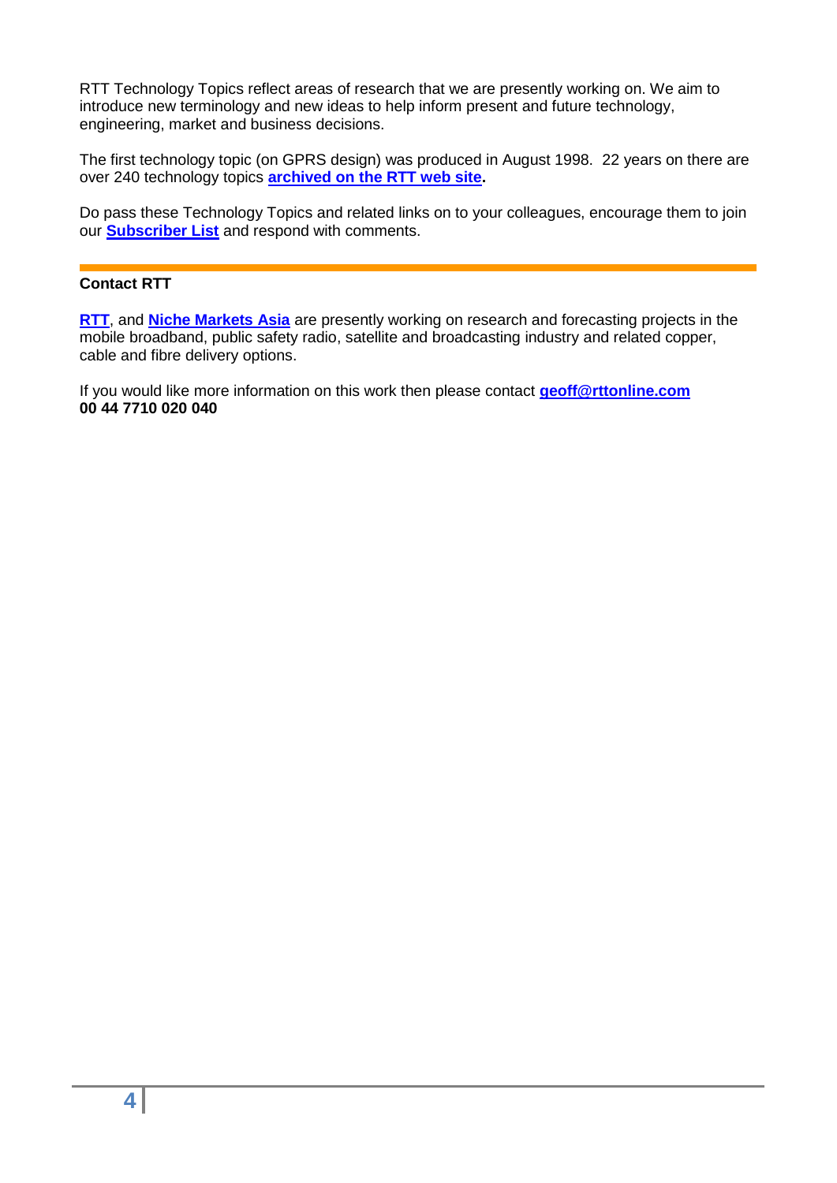RTT Technology Topics reflect areas of research that we are presently working on. We aim to introduce new terminology and new ideas to help inform present and future technology, engineering, market and business decisions.

The first technology topic (on GPRS design) was produced in August 1998. 22 years on there are over 240 technology topics **archived on the RTT web site.**

Do pass these Technology Topics and related links on to your colleagues, encourage them to join our **Subscriber List** and respond with comments.

---

**Contact RTT**

**RTT**, and **Niche Markets Asia** are presently working on research and forecasting projects in the mobile broadband, public safety radio, satellite and broadcasting industry and related copper, cable and fibre delivery options.

If you would like more information on this work then please contact **geoff@rttonline.com**
**00 44 7710 020 040**